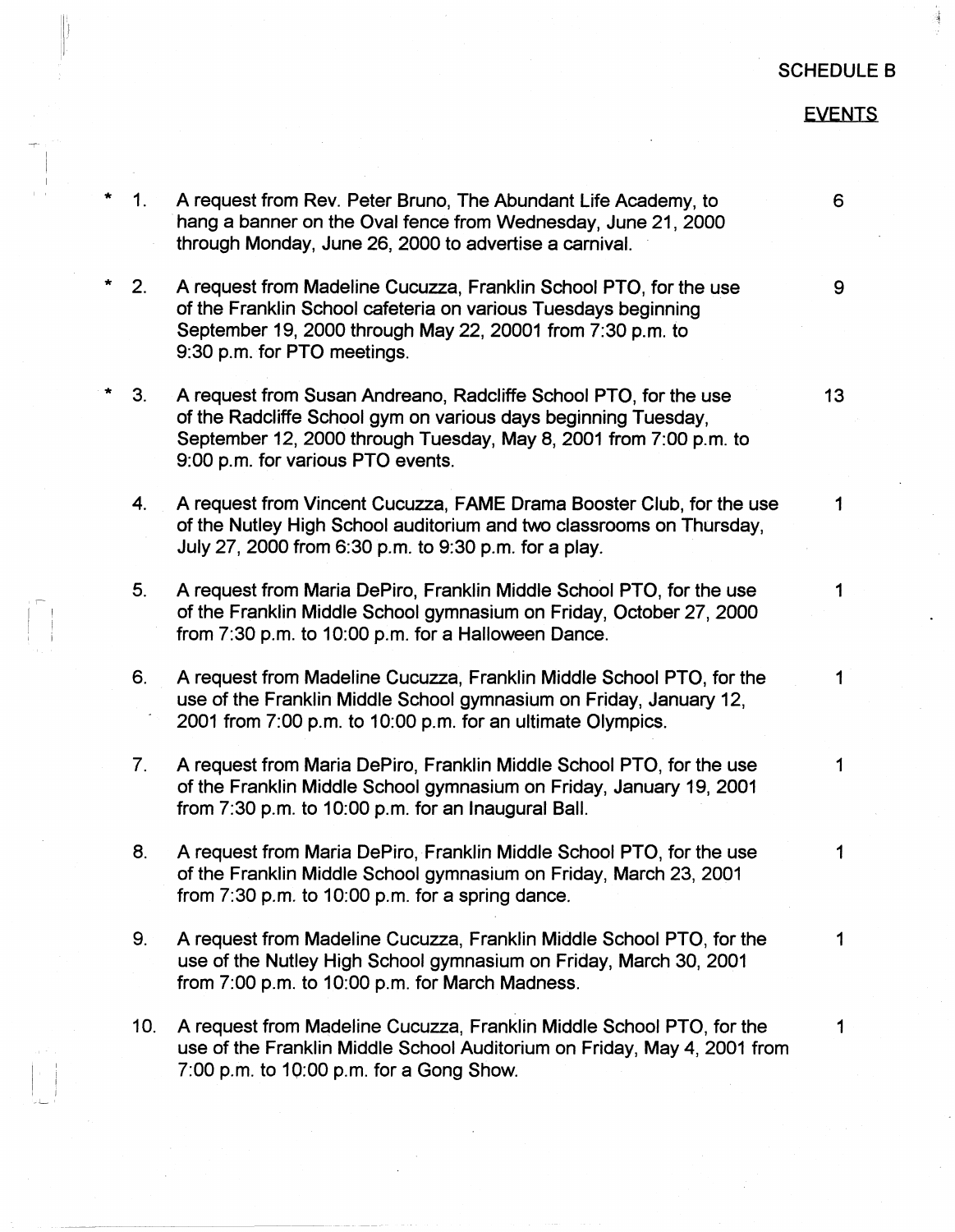## SCHEDULE B

## EVENTS

| | | | |
|---|---|---|---|
| * | 1. | A request from Rev. Peter Bruno, The Abundant Life Academy, to hang a banner on the Oval fence from Wednesday, June 21, 2000 through Monday, June 26, 2000 to advertise a carnival. | 6 |
| * | 2. | A request from Madeline Cucuzza, Franklin School PTO, for the use of the Franklin School cafeteria on various Tuesdays beginning September 19, 2000 through May 22, 20001 from 7:30 p.m. to 9:30 p.m. for PTO meetings. | 9 |
| * | 3. | A request from Susan Andreano, Radcliffe School PTO, for the use of the Radcliffe School gym on various days beginning Tuesday, September 12, 2000 through Tuesday, May 8, 2001 from 7:00 p.m. to 9:00 p.m. for various PTO events. | 13 |
| | 4. | A request from Vincent Cucuzza, FAME Drama Booster Club, for the use of the Nutley High School auditorium and two classrooms on Thursday, July 27, 2000 from 6:30 p.m. to 9:30 p.m. for a play. | 1 |
| | 5. | A request from Maria DePiro, Franklin Middle School PTO, for the use of the Franklin Middle School gymnasium on Friday, October 27, 2000 from 7:30 p.m. to 10:00 p.m. for a Halloween Dance. | 1 |
| | 6. | A request from Madeline Cucuzza, Franklin Middle School PTO, for the use of the Franklin Middle School gymnasium on Friday, January 12, 2001 from 7:00 p.m. to 10:00 p.m. for an ultimate Olympics. | 1 |
| | 7. | A request from Maria DePiro, Franklin Middle School PTO, for the use of the Franklin Middle School gymnasium on Friday, January 19, 2001 from 7:30 p.m. to 10:00 p.m. for an Inaugural Ball. | 1 |
| | 8. | A request from Maria DePiro, Franklin Middle School PTO, for the use of the Franklin Middle School gymnasium on Friday, March 23, 2001 from 7:30 p.m. to 10:00 p.m. for a spring dance. | 1 |
| | 9. | A request from Madeline Cucuzza, Franklin Middle School PTO, for the use of the Nutley High School gymnasium on Friday, March 30, 2001 from 7:00 p.m. to 10:00 p.m. for March Madness. | 1 |
| | 10. | A request from Madeline Cucuzza, Franklin Middle School PTO, for the use of the Franklin Middle School Auditorium on Friday, May 4, 2001 from 7:00 p.m. to 10:00 p.m. for a Gong Show. | 1 |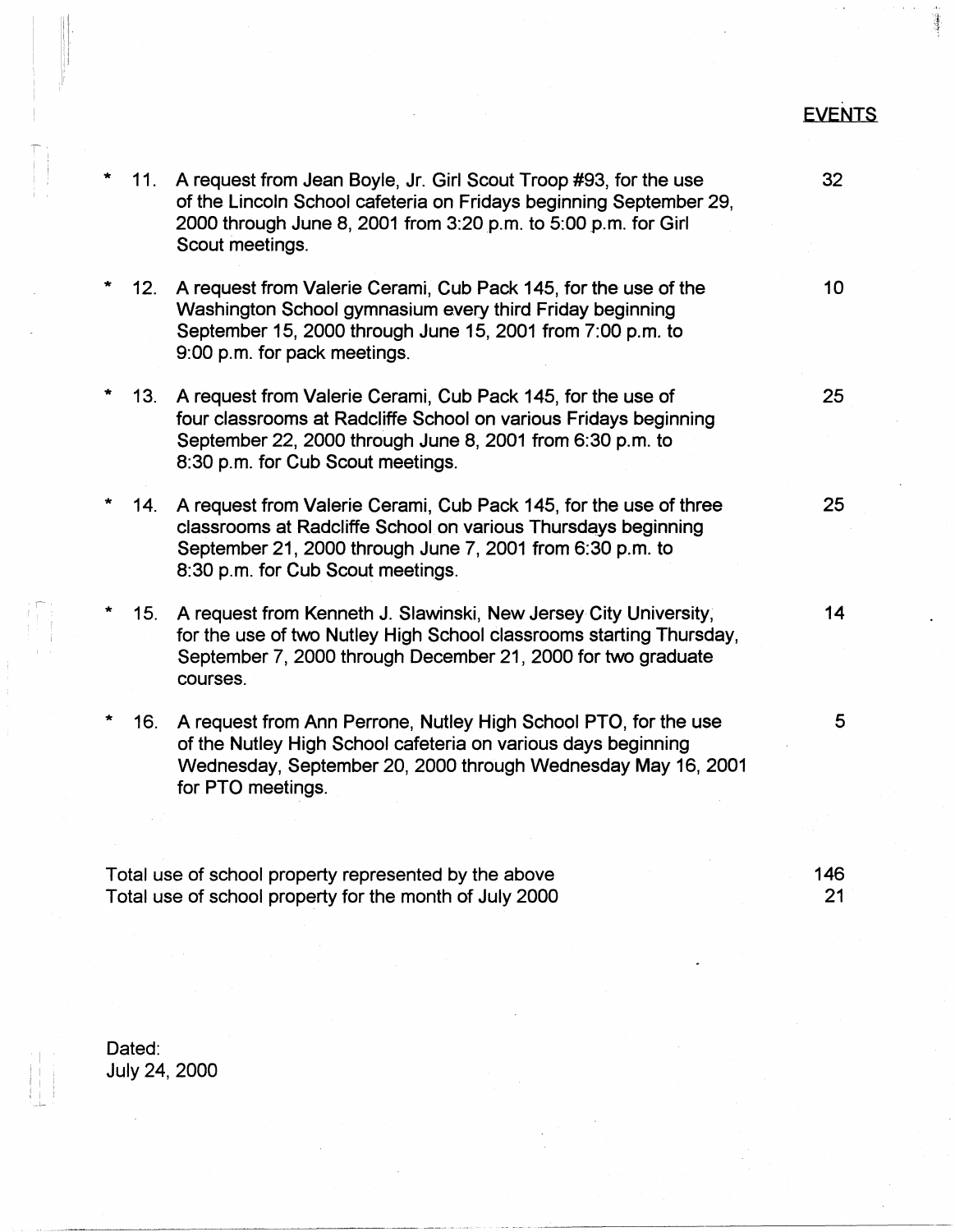| | | EVENTS |
|---|---|---|
| * | 11. A request from Jean Boyle, Jr. Girl Scout Troop #93, for the use of the Lincoln School cafeteria on Fridays beginning September 29, 2000 through June 8, 2001 from 3:20 p.m. to 5:00 p.m. for Girl Scout meetings. | 32 |
| * | 12. A request from Valerie Cerami, Cub Pack 145, for the use of the Washington School gymnasium every third Friday beginning September 15, 2000 through June 15, 2001 from 7:00 p.m. to 9:00 p.m. for pack meetings. | 10 |
| * | 13. A request from Valerie Cerami, Cub Pack 145, for the use of four classrooms at Radcliffe School on various Fridays beginning September 22, 2000 through June 8, 2001 from 6:30 p.m. to 8:30 p.m. for Cub Scout meetings. | 25 |
| * | 14. A request from Valerie Cerami, Cub Pack 145, for the use of three classrooms at Radcliffe School on various Thursdays beginning September 21, 2000 through June 7, 2001 from 6:30 p.m. to 8:30 p.m. for Cub Scout meetings. | 25 |
| * | 15. A request from Kenneth J. Slawinski, New Jersey City University, for the use of two Nutley High School classrooms starting Thursday, September 7, 2000 through December 21, 2000 for two graduate courses. | 14 |
| * | 16. A request from Ann Perrone, Nutley High School PTO, for the use of the Nutley High School cafeteria on various days beginning Wednesday, September 20, 2000 through Wednesday May 16, 2001 for PTO meetings. | 5 |

| | |
|---|---|
| Total use of school property represented by the above | 146 |
| Total use of school property for the month of July 2000 | 21 |

Dated:
July 24, 2000